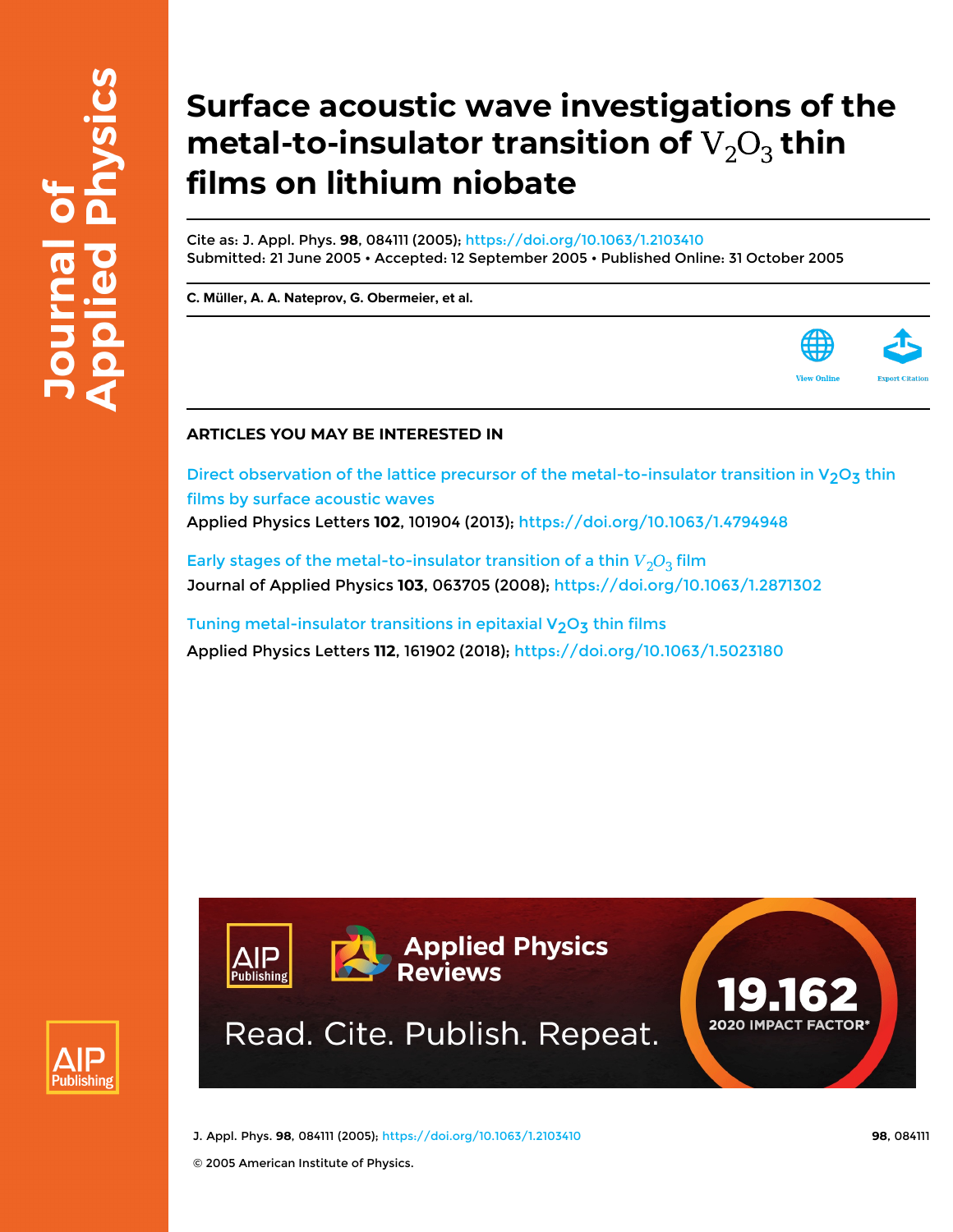# Surface acoustic wave investigations of the metal-to-insulator transition of $V_2O_3$ thin films on lithium niobate

Cite as: J. Appl. Phys. **98**, 084111 (2005); https://doi.org/10.1063/1.2103410
Submitted: 21 June 2005 • Accepted: 12 September 2005 • Published Online: 31 October 2005

**C. Müller, A. A. Nateprov, G. Obermeier, et al.**

View Online

Export Citation

## ARTICLES YOU MAY BE INTERESTED IN

Direct observation of the lattice precursor of the metal-to-insulator transition in $V_2O_3$ thin films by surface acoustic waves
Applied Physics Letters **102**, 101904 (2013); https://doi.org/10.1063/1.4794948

Early stages of the metal-to-insulator transition of a thin $V_2O_3$ film
Journal of Applied Physics **103**, 063705 (2008); https://doi.org/10.1063/1.2871302

Tuning metal-insulator transitions in epitaxial $V_2O_3$ thin films
Applied Physics Letters **112**, 161902 (2018); https://doi.org/10.1063/1.5023180

© 2005 American Institute of Physics.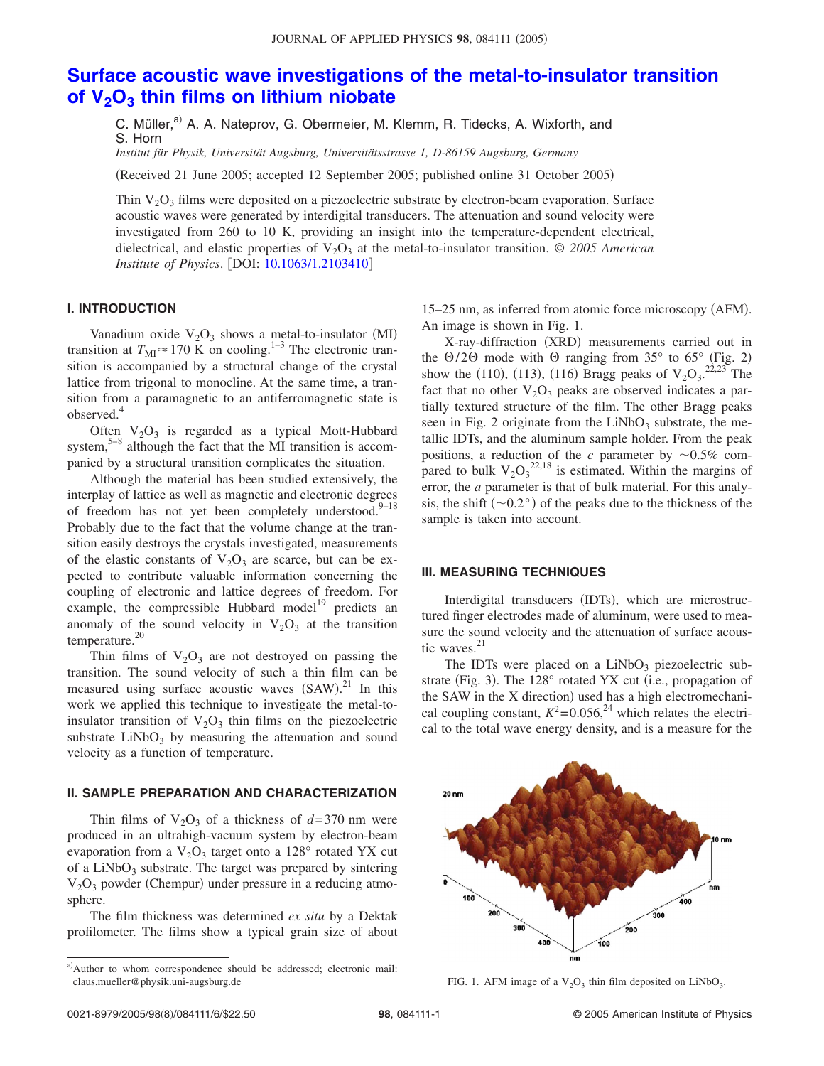# Surface acoustic wave investigations of the metal-to-insulator transition of $V_2O_3$ thin films on lithium niobate

C. Müller,[a] A. A. Nateprov, G. Obermeier, M. Klemm, R. Tidecks, A. Wixforth, and S. Horn

*Institut für Physik, Universität Augsburg, Universitätsstrasse 1, D-86159 Augsburg, Germany*

(Received 21 June 2005; accepted 12 September 2005; published online 31 October 2005)

Thin $V_2O_3$ films were deposited on a piezoelectric substrate by electron-beam evaporation. Surface acoustic waves were generated by interdigital transducers. The attenuation and sound velocity were investigated from 260 to 10 K, providing an insight into the temperature-dependent electrical, dielectrical, and elastic properties of $V_2O_3$ at the metal-to-insulator transition. *© 2005 American Institute of Physics*. [DOI: 10.1063/1.2103410]

## I. INTRODUCTION

Vanadium oxide $V_2O_3$ shows a metal-to-insulator (MI) transition at $T_{MI} \approx 170$ K on cooling.[1–3] The electronic transition is accompanied by a structural change of the crystal lattice from trigonal to monocline. At the same time, a transition from a paramagnetic to an antiferromagnetic state is observed.[4]

Often $V_2O_3$ is regarded as a typical Mott-Hubbard system,[5–8] although the fact that the MI transition is accompanied by a structural transition complicates the situation.

Although the material has been studied extensively, the interplay of lattice as well as magnetic and electronic degrees of freedom has not yet been completely understood.[9–18] Probably due to the fact that the volume change at the transition easily destroys the crystals investigated, measurements of the elastic constants of $V_2O_3$ are scarce, but can be expected to contribute valuable information concerning the coupling of electronic and lattice degrees of freedom. For example, the compressible Hubbard model[19] predicts an anomaly of the sound velocity in $V_2O_3$ at the transition temperature.[20]

Thin films of $V_2O_3$ are not destroyed on passing the transition. The sound velocity of such a thin film can be measured using surface acoustic waves (SAW).[21] In this work we applied this technique to investigate the metal-to-insulator transition of $V_2O_3$ thin films on the piezoelectric substrate $LiNbO_3$ by measuring the attenuation and sound velocity as a function of temperature.

## II. SAMPLE PREPARATION AND CHARACTERIZATION

Thin films of $V_2O_3$ of a thickness of $d = 370$ nm were produced in an ultrahigh-vacuum system by electron-beam evaporation from a $V_2O_3$ target onto a 128° rotated YX cut of a $LiNbO_3$ substrate. The target was prepared by sintering $V_2O_3$ powder (Chempur) under pressure in a reducing atmosphere.

The film thickness was determined *ex situ* by a Dektak profilometer. The films show a typical grain size of about 15–25 nm, as inferred from atomic force microscopy (AFM). An image is shown in Fig. 1.

X-ray-diffraction (XRD) measurements carried out in the $\Theta/2\Theta$ mode with $\Theta$ ranging from 35° to 65° (Fig. 2) show the (110), (113), (116) Bragg peaks of $V_2O_3$.[22,23] The fact that no other $V_2O_3$ peaks are observed indicates a partially textured structure of the film. The other Bragg peaks seen in Fig. 2 originate from the $LiNbO_3$ substrate, the metallic IDTs, and the aluminum sample holder. From the peak positions, a reduction of the *c* parameter by ~0.5% compared to bulk $V_2O_3$[22,18] is estimated. Within the margins of error, the *a* parameter is that of bulk material. For this analysis, the shift (~0.2°) of the peaks due to the thickness of the sample is taken into account.

## III. MEASURING TECHNIQUES

Interdigital transducers (IDTs), which are microstructured finger electrodes made of aluminum, were used to measure the sound velocity and the attenuation of surface acoustic waves.[21]

The IDTs were placed on a $LiNbO_3$ piezoelectric substrate (Fig. 3). The 128° rotated YX cut (i.e., propagation of the SAW in the X direction) used has a high electromechanical coupling constant, $K^2 = 0.056$,[24] which relates the electrical to the total wave energy density, and is a measure for the

FIG. 1. AFM image of a $V_2O_3$ thin film deposited on $LiNbO_3$.

[a] Author to whom correspondence should be addressed; electronic mail: claus.mueller@physik.uni-augsburg.de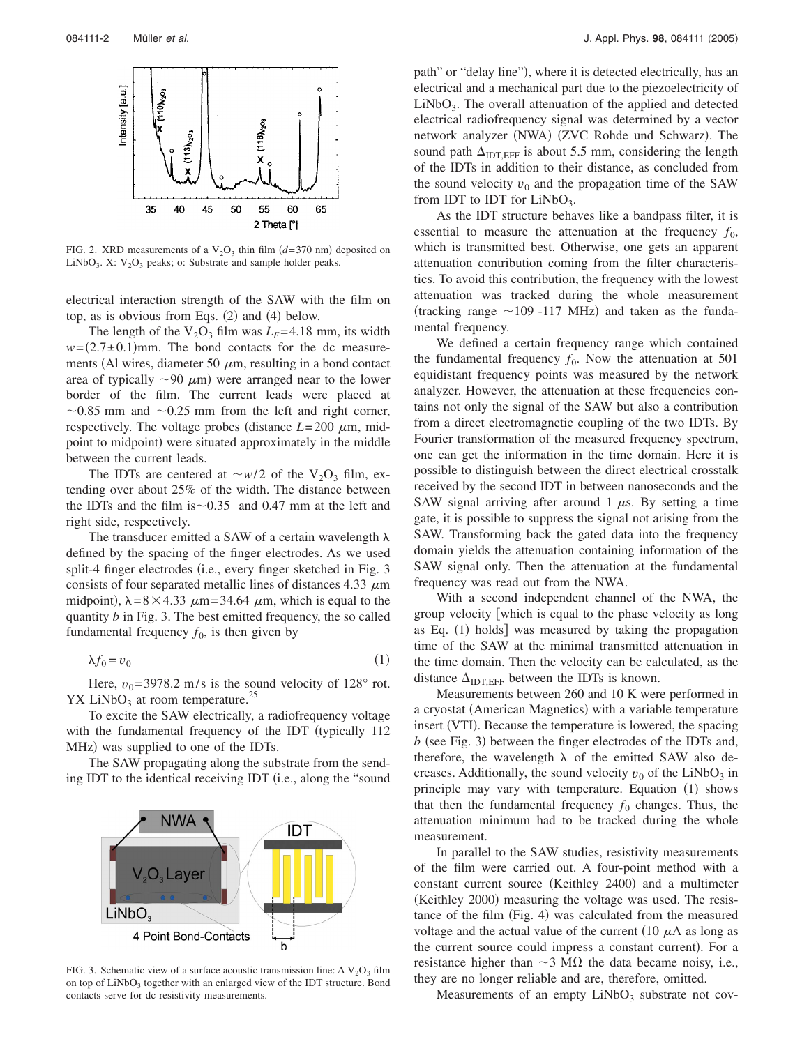FIG. 2. XRD measurements of a $V_2O_3$ thin film ($d$=370 nm) deposited on $LiNbO_3$. X: $V_2O_3$ peaks; o: Substrate and sample holder peaks.

electrical interaction strength of the SAW with the film on top, as is obvious from Eqs. (2) and (4) below.

The length of the $V_2O_3$ film was $L_F$=4.18 mm, its width $w$=(2.7±0.1)mm. The bond contacts for the dc measurements (Al wires, diameter 50 $\mu$m, resulting in a bond contact area of typically ~90 $\mu$m) were arranged near to the lower border of the film. The current leads were placed at ~0.85 mm and ~0.25 mm from the left and right corner, respectively. The voltage probes (distance $L$=200 $\mu$m, midpoint to midpoint) were situated approximately in the middle between the current leads.

The IDTs are centered at ~$w/2$ of the $V_2O_3$ film, extending over about 25% of the width. The distance between the IDTs and the film is~0.35 and 0.47 mm at the left and right side, respectively.

The transducer emitted a SAW of a certain wavelength λ defined by the spacing of the finger electrodes. As we used split-4 finger electrodes (i.e., every finger sketched in Fig. 3 consists of four separated metallic lines of distances 4.33 $\mu$m midpoint), $\lambda = 8 \times 4.33$ $\mu$m=34.64 $\mu$m, which is equal to the quantity $b$ in Fig. 3. The best emitted frequency, the so called fundamental frequency $f_0$, is then given by

$$\lambda f_0 = v_0 \tag{1}$$

Here, $v_0$=3978.2 m/s is the sound velocity of 128° rot. YX $LiNbO_3$ at room temperature.[25]

To excite the SAW electrically, a radiofrequency voltage with the fundamental frequency of the IDT (typically 112 MHz) was supplied to one of the IDTs.

The SAW propagating along the substrate from the sending IDT to the identical receiving IDT (i.e., along the "sound path" or "delay line"), where it is detected electrically, has an electrical and a mechanical part due to the piezoelectricity of $LiNbO_3$. The overall attenuation of the applied and detected electrical radiofrequency signal was determined by a vector network analyzer (NWA) (ZVC Rohde und Schwarz). The sound path $\Delta_{IDT,EFF}$ is about 5.5 mm, considering the length of the IDTs in addition to their distance, as concluded from the sound velocity $v_0$ and the propagation time of the SAW from IDT to IDT for $LiNbO_3$.

FIG. 3. Schematic view of a surface acoustic transmission line: A $V_2O_3$ film on top of $LiNbO_3$ together with an enlarged view of the IDT structure. Bond contacts serve for dc resistivity measurements.

As the IDT structure behaves like a bandpass filter, it is essential to measure the attenuation at the frequency $f_0$, which is transmitted best. Otherwise, one gets an apparent attenuation contribution coming from the filter characteristics. To avoid this contribution, the frequency with the lowest attenuation was tracked during the whole measurement (tracking range ~109 -117 MHz) and taken as the fundamental frequency.

We defined a certain frequency range which contained the fundamental frequency $f_0$. Now the attenuation at 501 equidistant frequency points was measured by the network analyzer. However, the attenuation at these frequencies contains not only the signal of the SAW but also a contribution from a direct electromagnetic coupling of the two IDTs. By Fourier transformation of the measured frequency spectrum, one can get the information in the time domain. Here it is possible to distinguish between the direct electrical crosstalk received by the second IDT in between nanoseconds and the SAW signal arriving after around 1 $\mu$s. By setting a time gate, it is possible to suppress the signal not arising from the SAW. Transforming back the gated data into the frequency domain yields the attenuation containing information of the SAW signal only. Then the attenuation at the fundamental frequency was read out from the NWA.

With a second independent channel of the NWA, the group velocity [which is equal to the phase velocity as long as Eq. (1) holds] was measured by taking the propagation time of the SAW at the minimal transmitted attenuation in the time domain. Then the velocity can be calculated, as the distance $\Delta_{IDT,EFF}$ between the IDTs is known.

Measurements between 260 and 10 K were performed in a cryostat (American Magnetics) with a variable temperature insert (VTI). Because the temperature is lowered, the spacing $b$ (see Fig. 3) between the finger electrodes of the IDTs and, therefore, the wavelength λ of the emitted SAW also decreases. Additionally, the sound velocity $v_0$ of the $LiNbO_3$ in principle may vary with temperature. Equation (1) shows that then the fundamental frequency $f_0$ changes. Thus, the attenuation minimum had to be tracked during the whole measurement.

In parallel to the SAW studies, resistivity measurements of the film were carried out. A four-point method with a constant current source (Keithley 2400) and a multimeter (Keithley 2000) measuring the voltage was used. The resistance of the film (Fig. 4) was calculated from the measured voltage and the actual value of the current (10 $\mu$A as long as the current source could impress a constant current). For a resistance higher than ~3 MΩ the data became noisy, i.e., they are no longer reliable and are, therefore, omitted.

Measurements of an empty $LiNbO_3$ substrate not cov-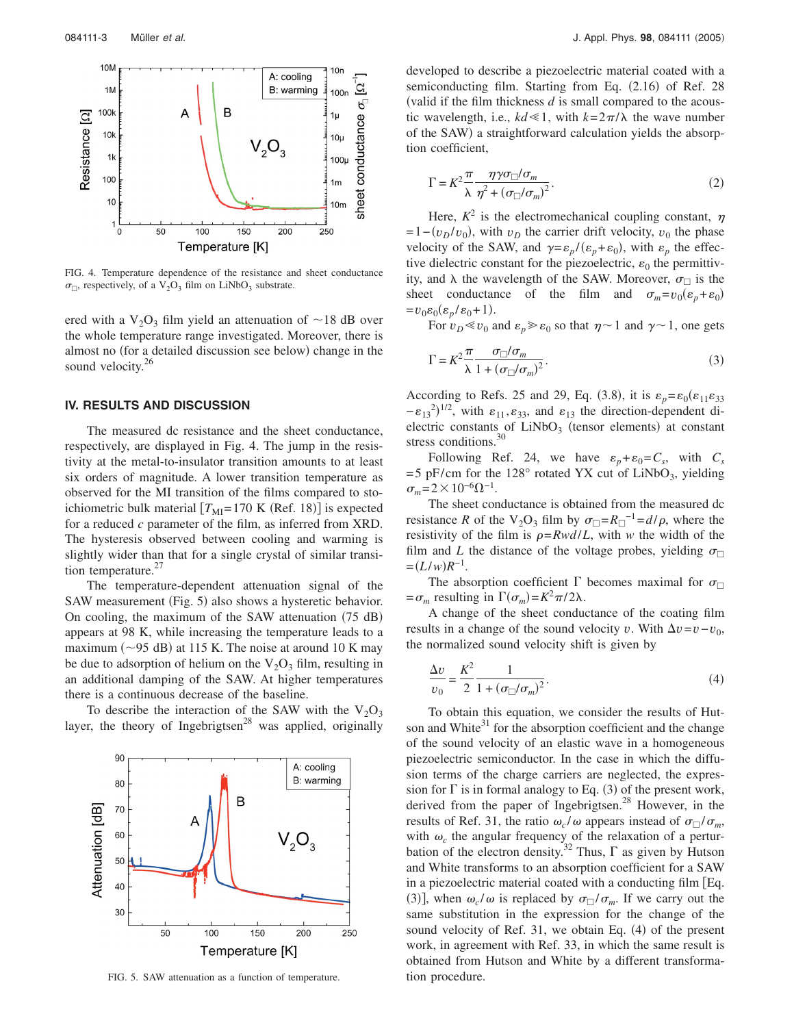FIG. 4. Temperature dependence of the resistance and sheet conductance $\sigma_{\square}$, respectively, of a $V_2O_3$ film on $LiNbO_3$ substrate.

ered with a $V_2O_3$ film yield an attenuation of ~18 dB over the whole temperature range investigated. Moreover, there is almost no (for a detailed discussion see below) change in the sound velocity.[26]

## IV. RESULTS AND DISCUSSION

The measured dc resistance and the sheet conductance, respectively, are displayed in Fig. 4. The jump in the resistivity at the metal-to-insulator transition amounts to at least six orders of magnitude. A lower transition temperature as observed for the MI transition of the films compared to stoichiometric bulk material [$T_{MI}$=170 K (Ref. 18)] is expected for a reduced $c$ parameter of the film, as inferred from XRD. The hysteresis observed between cooling and warming is slightly wider than that for a single crystal of similar transition temperature.[27]

The temperature-dependent attenuation signal of the SAW measurement (Fig. 5) also shows a hysteretic behavior. On cooling, the maximum of the SAW attenuation (75 dB) appears at 98 K, while increasing the temperature leads to a maximum (~95 dB) at 115 K. The noise at around 10 K may be due to adsorption of helium on the $V_2O_3$ film, resulting in an additional damping of the SAW. At higher temperatures there is a continuous decrease of the baseline.

To describe the interaction of the SAW with the $V_2O_3$ layer, the theory of Ingebrigtsen[28] was applied, originally developed to describe a piezoelectric material coated with a semiconducting film. Starting from Eq. (2.16) of Ref. 28 (valid if the film thickness $d$ is small compared to the acoustic wavelength, i.e., $kd \ll 1$, with $k=2\pi/\lambda$ the wave number of the SAW) a straightforward calculation yields the absorption coefficient,

$$\Gamma = K^2 \frac{\pi}{\lambda} \frac{\eta \gamma \sigma_{\square}/\sigma_m}{\eta^2 + (\sigma_{\square}/\sigma_m)^2}. \tag{2}$$

Here, $K^2$ is the electromechanical coupling constant, $\eta = 1-(v_D/v_0)$, with $v_D$ the carrier drift velocity, $v_0$ the phase velocity of the SAW, and $\gamma=\varepsilon_p/(\varepsilon_p+\varepsilon_0)$, with $\varepsilon_p$ the effective dielectric constant for the piezoelectric, $\varepsilon_0$ the permittivity, and $\lambda$ the wavelength of the SAW. Moreover, $\sigma_{\square}$ is the sheet conductance of the film and $\sigma_m = v_0(\varepsilon_p+\varepsilon_0) = v_0\varepsilon_0(\varepsilon_p/\varepsilon_0+1)$.

For $v_D \ll v_0$ and $\varepsilon_p \gg \varepsilon_0$ so that $\eta \sim 1$ and $\gamma \sim 1$, one gets

$$\Gamma = K^2 \frac{\pi}{\lambda} \frac{\sigma_{\square}/\sigma_m}{1 + (\sigma_{\square}/\sigma_m)^2}. \tag{3}$$

According to Refs. 25 and 29, Eq. (3.8), it is $\varepsilon_p = \varepsilon_0(\varepsilon_{11}\varepsilon_{33} - \varepsilon_{13}^2)^{1/2}$, with $\varepsilon_{11}, \varepsilon_{33}$, and $\varepsilon_{13}$ the direction-dependent dielectric constants of $LiNbO_3$ (tensor elements) at constant stress conditions.[30]

Following Ref. 24, we have $\varepsilon_p+\varepsilon_0 = C_s$, with $C_s$ = 5 pF/cm for the 128° rotated YX cut of $LiNbO_3$, yielding $\sigma_m = 2\times 10^{-6}\,\Omega^{-1}$.

The sheet conductance is obtained from the measured dc resistance $R$ of the $V_2O_3$ film by $\sigma_{\square} = R_{\square}^{-1} = d/\rho$, where the resistivity of the film is $\rho = Rwd/L$, with $w$ the width of the film and $L$ the distance of the voltage probes, yielding $\sigma_{\square} = (L/w)R^{-1}$.

The absorption coefficient $\Gamma$ becomes maximal for $\sigma_{\square} = \sigma_m$ resulting in $\Gamma(\sigma_m) = K^2\pi/2\lambda$.

A change of the sheet conductance of the coating film results in a change of the sound velocity $v$. With $\Delta v = v - v_0$, the normalized sound velocity shift is given by

$$\frac{\Delta v}{v_0} = \frac{K^2}{2} \frac{1}{1 + (\sigma_{\square}/\sigma_m)^2}. \tag{4}$$

To obtain this equation, we consider the results of Hutson and White[31] for the absorption coefficient and the change of the sound velocity of an elastic wave in a homogeneous piezoelectric semiconductor. In the case in which the diffusion terms of the charge carriers are neglected, the expression for $\Gamma$ is in formal analogy to Eq. (3) of the present work, derived from the paper of Ingebrigtsen.[28] However, in the results of Ref. 31, the ratio $\omega_c/\omega$ appears instead of $\sigma_{\square}/\sigma_m$, with $\omega_c$ the angular frequency of the relaxation of a perturbation of the electron density.[32] Thus, $\Gamma$ as given by Hutson and White transforms to an absorption coefficient for a SAW in a piezoelectric material coated with a conducting film [Eq. (3)], when $\omega_c/\omega$ is replaced by $\sigma_{\square}/\sigma_m$. If we carry out the same substitution in the expression for the change of the sound velocity of Ref. 31, we obtain Eq. (4) of the present work, in agreement with Ref. 33, in which the same result is obtained from Hutson and White by a different transformation procedure.

FIG. 5. SAW attenuation as a function of temperature.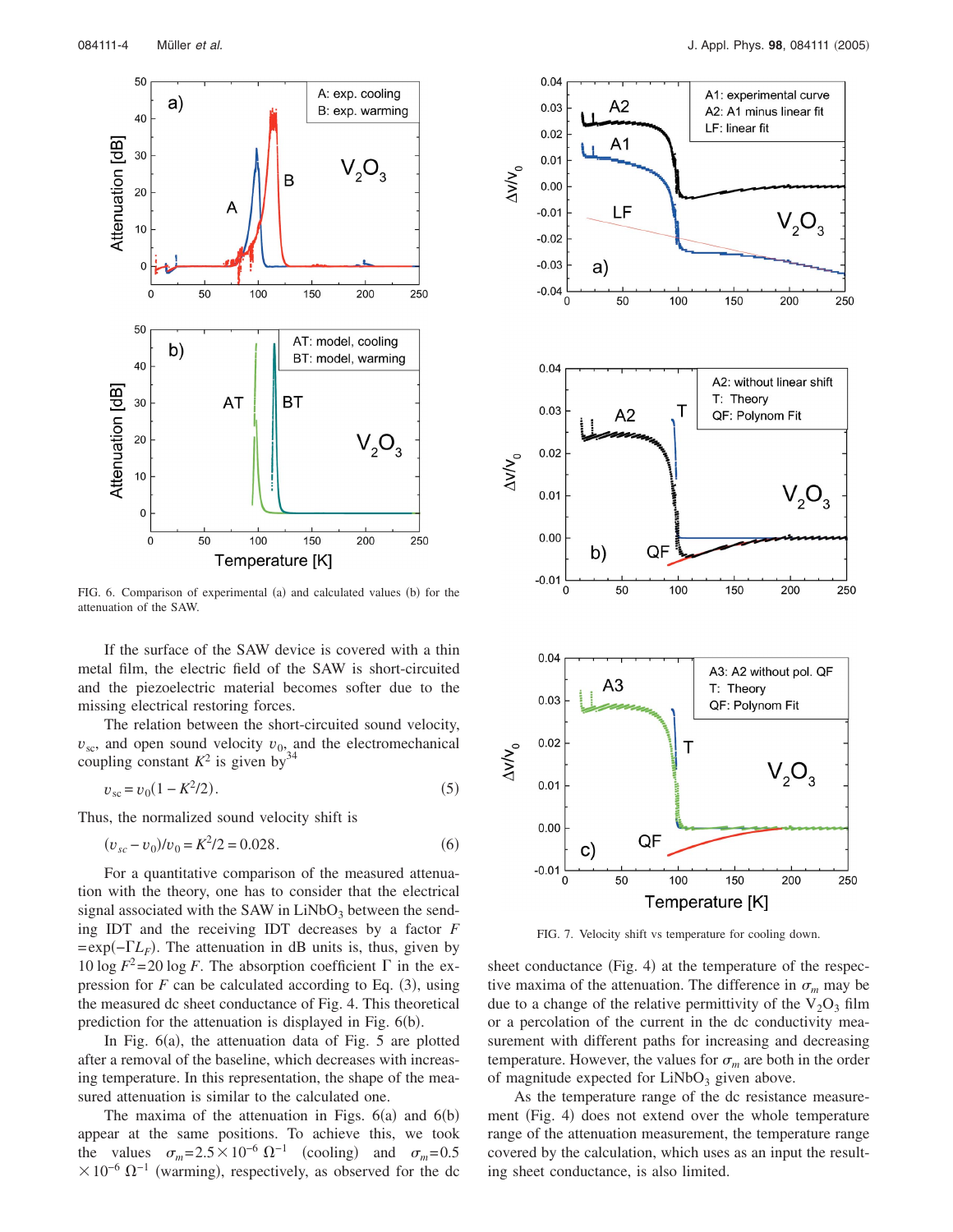FIG. 6. Comparison of experimental (a) and calculated values (b) for the attenuation of the SAW.

If the surface of the SAW device is covered with a thin metal film, the electric field of the SAW is short-circuited and the piezoelectric material becomes softer due to the missing electrical restoring forces.

The relation between the short-circuited sound velocity, $v_{sc}$, and open sound velocity $v_0$, and the electromechanical coupling constant $K^2$ is given by[34]

$$v_{sc} = v_0(1 - K^2/2). \tag{5}$$

Thus, the normalized sound velocity shift is

$$(v_{sc} - v_0)/v_0 = K^2/2 = 0.028. \tag{6}$$

For a quantitative comparison of the measured attenuation with the theory, one has to consider that the electrical signal associated with the SAW in $LiNbO_3$ between the sending IDT and the receiving IDT decreases by a factor $F = \exp(-\Gamma L_F)$. The attenuation in dB units is, thus, given by $10 \log F^2 = 20 \log F$. The absorption coefficient $\Gamma$ in the expression for $F$ can be calculated according to Eq. (3), using the measured dc sheet conductance of Fig. 4. This theoretical prediction for the attenuation is displayed in Fig. 6(b).

In Fig. 6(a), the attenuation data of Fig. 5 are plotted after a removal of the baseline, which decreases with increasing temperature. In this representation, the shape of the measured attenuation is similar to the calculated one.

The maxima of the attenuation in Figs. 6(a) and 6(b) appear at the same positions. To achieve this, we took the values $\sigma_m = 2.5 \times 10^{-6}\ \Omega^{-1}$ (cooling) and $\sigma_m = 0.5 \times 10^{-6}\ \Omega^{-1}$ (warming), respectively, as observed for the dc sheet conductance (Fig. 4) at the temperature of the respective maxima of the attenuation. The difference in $\sigma_m$ may be due to a change of the relative permittivity of the $V_2O_3$ film or a percolation of the current in the dc conductivity measurement with different paths for increasing and decreasing temperature. However, the values for $\sigma_m$ are both in the order of magnitude expected for $LiNbO_3$ given above.

FIG. 7. Velocity shift vs temperature for cooling down.

As the temperature range of the dc resistance measurement (Fig. 4) does not extend over the whole temperature range of the attenuation measurement, the temperature range covered by the calculation, which uses as an input the resulting sheet conductance, is also limited.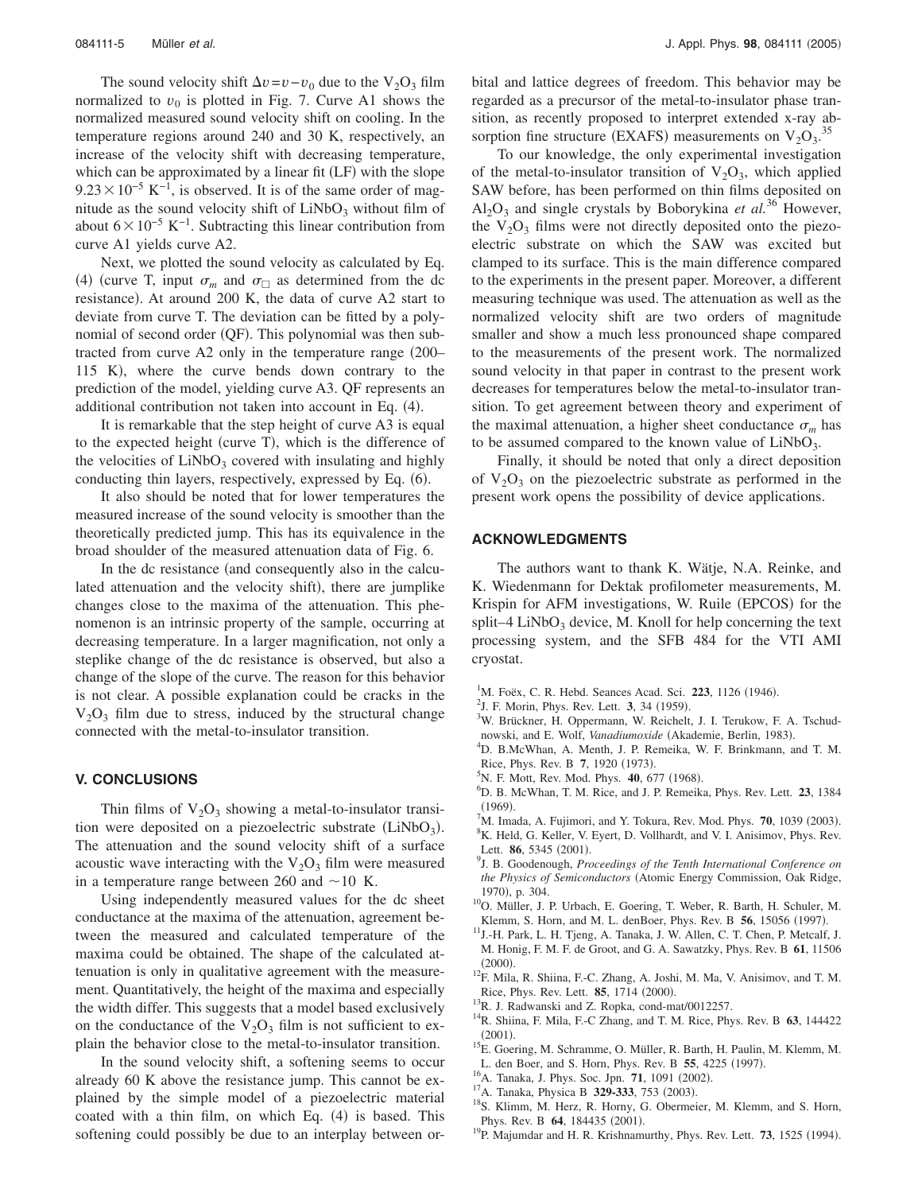The sound velocity shift $\Delta v = v - v_0$ due to the $V_2O_3$ film normalized to $v_0$ is plotted in Fig. 7. Curve A1 shows the normalized measured sound velocity shift on cooling. In the temperature regions around 240 and 30 K, respectively, an increase of the velocity shift with decreasing temperature, which can be approximated by a linear fit (LF) with the slope $9.23 \times 10^{-5}\ \mathrm{K}^{-1}$, is observed. It is of the same order of magnitude as the sound velocity shift of $LiNbO_3$ without film of about $6 \times 10^{-5}\ \mathrm{K}^{-1}$. Subtracting this linear contribution from curve A1 yields curve A2.

Next, we plotted the sound velocity as calculated by Eq. (4) (curve T, input $\sigma_m$ and $\sigma_{\square}$ as determined from the dc resistance). At around 200 K, the data of curve A2 start to deviate from curve T. The deviation can be fitted by a polynomial of second order (QF). This polynomial was then subtracted from curve A2 only in the temperature range (200–115 K), where the curve bends down contrary to the prediction of the model, yielding curve A3. QF represents an additional contribution not taken into account in Eq. (4).

It is remarkable that the step height of curve A3 is equal to the expected height (curve T), which is the difference of the velocities of $LiNbO_3$ covered with insulating and highly conducting thin layers, respectively, expressed by Eq. (6).

It also should be noted that for lower temperatures the measured increase of the sound velocity is smoother than the theoretically predicted jump. This has its equivalence in the broad shoulder of the measured attenuation data of Fig. 6.

In the dc resistance (and consequently also in the calculated attenuation and the velocity shift), there are jumplike changes close to the maxima of the attenuation. This phenomenon is an intrinsic property of the sample, occurring at decreasing temperature. In a larger magnification, not only a steplike change of the dc resistance is observed, but also a change of the slope of the curve. The reason for this behavior is not clear. A possible explanation could be cracks in the $V_2O_3$ film due to stress, induced by the structural change connected with the metal-to-insulator transition.

## V. CONCLUSIONS

Thin films of $V_2O_3$ showing a metal-to-insulator transition were deposited on a piezoelectric substrate ($LiNbO_3$). The attenuation and the sound velocity shift of a surface acoustic wave interacting with the $V_2O_3$ film were measured in a temperature range between 260 and ~10 K.

Using independently measured values for the dc sheet conductance at the maxima of the attenuation, agreement between the measured and calculated temperature of the maxima could be obtained. The shape of the calculated attenuation is only in qualitative agreement with the measurement. Quantitatively, the height of the maxima and especially the width differ. This suggests that a model based exclusively on the conductance of the $V_2O_3$ film is not sufficient to explain the behavior close to the metal-to-insulator transition.

In the sound velocity shift, a softening seems to occur already 60 K above the resistance jump. This cannot be explained by the simple model of a piezoelectric material coated with a thin film, on which Eq. (4) is based. This softening could possibly be due to an interplay between orbital and lattice degrees of freedom. This behavior may be regarded as a precursor of the metal-to-insulator phase transition, as recently proposed to interpret extended x-ray absorption fine structure (EXAFS) measurements on $V_2O_3$.[35]

To our knowledge, the only experimental investigation of the metal-to-insulator transition of $V_2O_3$, which applied SAW before, has been performed on thin films deposited on $Al_2O_3$ and single crystals by Boborykina *et al.*[36] However, the $V_2O_3$ films were not directly deposited onto the piezoelectric substrate on which the SAW was excited but clamped to its surface. This is the main difference compared to the experiments in the present paper. Moreover, a different measuring technique was used. The attenuation as well as the normalized velocity shift are two orders of magnitude smaller and show a much less pronounced shape compared to the measurements of the present work. The normalized sound velocity in that paper in contrast to the present work decreases for temperatures below the metal-to-insulator transition. To get agreement between theory and experiment of the maximal attenuation, a higher sheet conductance $\sigma_m$ has to be assumed compared to the known value of $LiNbO_3$.

Finally, it should be noted that only a direct deposition of $V_2O_3$ on the piezoelectric substrate as performed in the present work opens the possibility of device applications.

## ACKNOWLEDGMENTS

The authors want to thank K. Wätje, N.A. Reinke, and K. Wiedenmann for Dektak profilometer measurements, M. Krispin for AFM investigations, W. Ruile (EPCOS) for the split–4 $LiNbO_3$ device, M. Knoll for help concerning the text processing system, and the SFB 484 for the VTI AMI cryostat.

[1] M. Foëx, C. R. Hebd. Seances Acad. Sci. **223**, 1126 (1946).
[2] J. F. Morin, Phys. Rev. Lett. **3**, 34 (1959).
[3] W. Brückner, H. Oppermann, W. Reichelt, J. I. Terukow, F. A. Tschudnowski, and E. Wolf, *Vanadiumoxide* (Akademie, Berlin, 1983).
[4] D. B.McWhan, A. Menth, J. P. Remeika, W. F. Brinkmann, and T. M. Rice, Phys. Rev. B **7**, 1920 (1973).
[5] N. F. Mott, Rev. Mod. Phys. **40**, 677 (1968).
[6] D. B. McWhan, T. M. Rice, and J. P. Remeika, Phys. Rev. Lett. **23**, 1384 (1969).
[7] M. Imada, A. Fujimori, and Y. Tokura, Rev. Mod. Phys. **70**, 1039 (2003).
[8] K. Held, G. Keller, V. Eyert, D. Vollhardt, and V. I. Anisimov, Phys. Rev. Lett. **86**, 5345 (2001).
[9] J. B. Goodenough, *Proceedings of the Tenth International Conference on the Physics of Semiconductors* (Atomic Energy Commission, Oak Ridge, 1970), p. 304.
[10] O. Müller, J. P. Urbach, E. Goering, T. Weber, R. Barth, H. Schuler, M. Klemm, S. Horn, and M. L. denBoer, Phys. Rev. B **56**, 15056 (1997).
[11] J.-H. Park, L. H. Tjeng, A. Tanaka, J. W. Allen, C. T. Chen, P. Metcalf, J. M. Honig, F. M. F. de Groot, and G. A. Sawatzky, Phys. Rev. B **61**, 11506 (2000).
[12] F. Mila, R. Shiina, F.-C. Zhang, A. Joshi, M. Ma, V. Anisimov, and T. M. Rice, Phys. Rev. Lett. **85**, 1714 (2000).
[13] R. J. Radwanski and Z. Ropka, cond-mat/0012257.
[14] R. Shiina, F. Mila, F.-C Zhang, and T. M. Rice, Phys. Rev. B **63**, 144422 (2001).
[15] E. Goering, M. Schramme, O. Müller, R. Barth, H. Paulin, M. Klemm, M. L. den Boer, and S. Horn, Phys. Rev. B **55**, 4225 (1997).
[16] A. Tanaka, J. Phys. Soc. Jpn. **71**, 1091 (2002).
[17] A. Tanaka, Physica B **329-333**, 753 (2003).
[18] S. Klimm, M. Herz, R. Horny, G. Obermeier, M. Klemm, and S. Horn, Phys. Rev. B **64**, 184435 (2001).
[19] P. Majumdar and H. R. Krishnamurthy, Phys. Rev. Lett. **73**, 1525 (1994).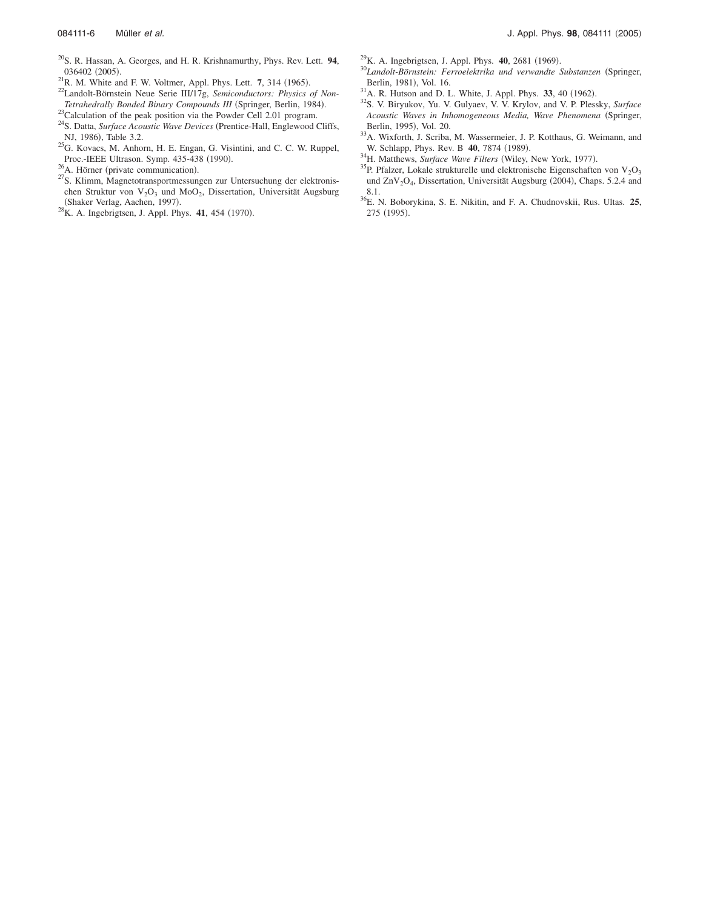[20]S. R. Hassan, A. Georges, and H. R. Krishnamurthy, Phys. Rev. Lett. **94**, 036402 (2005).

[21]R. M. White and F. W. Voltmer, Appl. Phys. Lett. **7**, 314 (1965).

[22]Landolt-Börnstein Neue Serie III/17g, *Semiconductors: Physics of Non-Tetrahedrally Bonded Binary Compounds III* (Springer, Berlin, 1984).

[23]Calculation of the peak position via the Powder Cell 2.01 program.

[24]S. Datta, *Surface Acoustic Wave Devices* (Prentice-Hall, Englewood Cliffs, NJ, 1986), Table 3.2.

[25]G. Kovacs, M. Anhorn, H. E. Engan, G. Visintini, and C. C. W. Ruppel, Proc.-IEEE Ultrason. Symp. 435-438 (1990).

[26]A. Hörner (private communication).

[27]S. Klimm, Magnetotransportmessungen zur Untersuchung der elektronischen Struktur von $V_2O_3$ und $MoO_2$, Dissertation, Universität Augsburg (Shaker Verlag, Aachen, 1997).

[28]K. A. Ingebrigtsen, J. Appl. Phys. **41**, 454 (1970).

[29]K. A. Ingebrigtsen, J. Appl. Phys. **40**, 2681 (1969).

[30]*Landolt-Börnstein: Ferroelektrika und verwandte Substanzen* (Springer, Berlin, 1981), Vol. 16.

[31]A. R. Hutson and D. L. White, J. Appl. Phys. **33**, 40 (1962).

[32]S. V. Biryukov, Yu. V. Gulyaev, V. V. Krylov, and V. P. Plessky, *Surface Acoustic Waves in Inhomogeneous Media, Wave Phenomena* (Springer, Berlin, 1995), Vol. 20.

[33]A. Wixforth, J. Scriba, M. Wassermeier, J. P. Kotthaus, G. Weimann, and W. Schlapp, Phys. Rev. B **40**, 7874 (1989).

[34]H. Matthews, *Surface Wave Filters* (Wiley, New York, 1977).

[35]P. Pfalzer, Lokale strukturelle und elektronische Eigenschaften von $V_2O_3$ und $ZnV_2O_4$, Dissertation, Universität Augsburg (2004), Chaps. 5.2.4 and 8.1.

[36]E. N. Boborykina, S. E. Nikitin, and F. A. Chudnovskii, Rus. Ultas. **25**, 275 (1995).